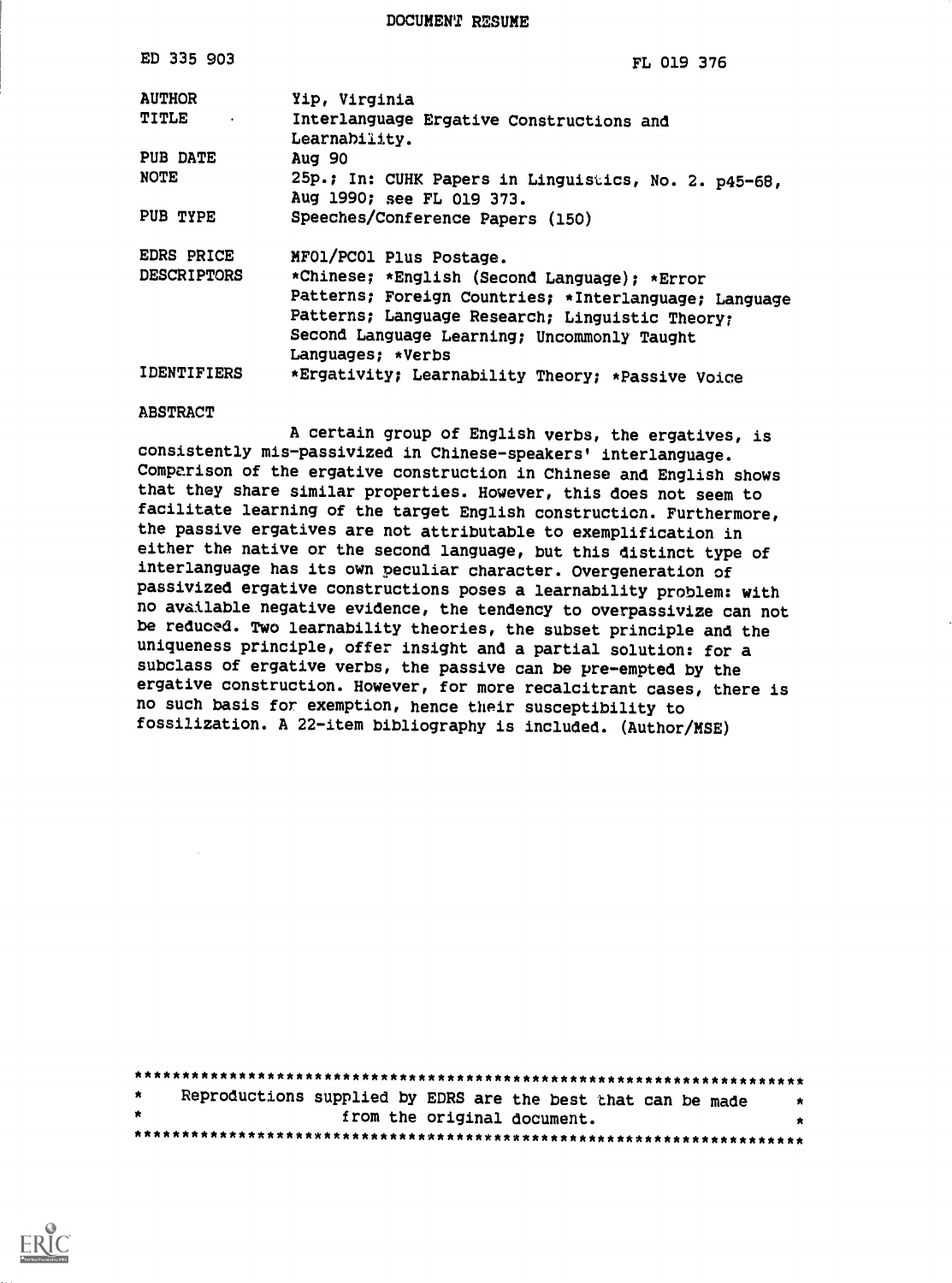# DOCUMENT RESUME

| | |
|---|---|
| ED 335 903 | FL 019 376 |
| AUTHOR | Yip, Virginia |
| TITLE | Interlanguage Ergative Constructions and Learnability. |
| PUB DATE | Aug 90 |
| NOTE | 25p.; In: CUHK Papers in Linguistics, No. 2. p45-68, Aug 1990; see FL 019 373. |
| PUB TYPE | Speeches/Conference Papers (150) |
| EDRS PRICE | MF01/PC01 Plus Postage. |
| DESCRIPTORS | *Chinese; *English (Second Language); *Error Patterns; Foreign Countries; *Interlanguage; Language Patterns; Language Research; Linguistic Theory; Second Language Learning; Uncommonly Taught Languages; *Verbs |
| IDENTIFIERS | *Ergativity; Learnability Theory; *Passive Voice |

## ABSTRACT

A certain group of English verbs, the ergatives, is consistently mis-passivized in Chinese-speakers' interlanguage. Comparison of the ergative construction in Chinese and English shows that they share similar properties. However, this does not seem to facilitate learning of the target English construction. Furthermore, the passive ergatives are not attributable to exemplification in either the native or the second language, but this distinct type of interlanguage has its own peculiar character. Overgeneration of passivized ergative constructions poses a learnability problem: with no available negative evidence, the tendency to overpassivize can not be reduced. Two learnability theories, the subset principle and the uniqueness principle, offer insight and a partial solution: for a subclass of ergative verbs, the passive can be pre-empted by the ergative construction. However, for more recalcitrant cases, there is no such basis for exemption, hence their susceptibility to fossilization. A 22-item bibliography is included. (Author/MSE)

***********************************************************************
* Reproductions supplied by EDRS are the best that can be made *
* from the original document. *
***********************************************************************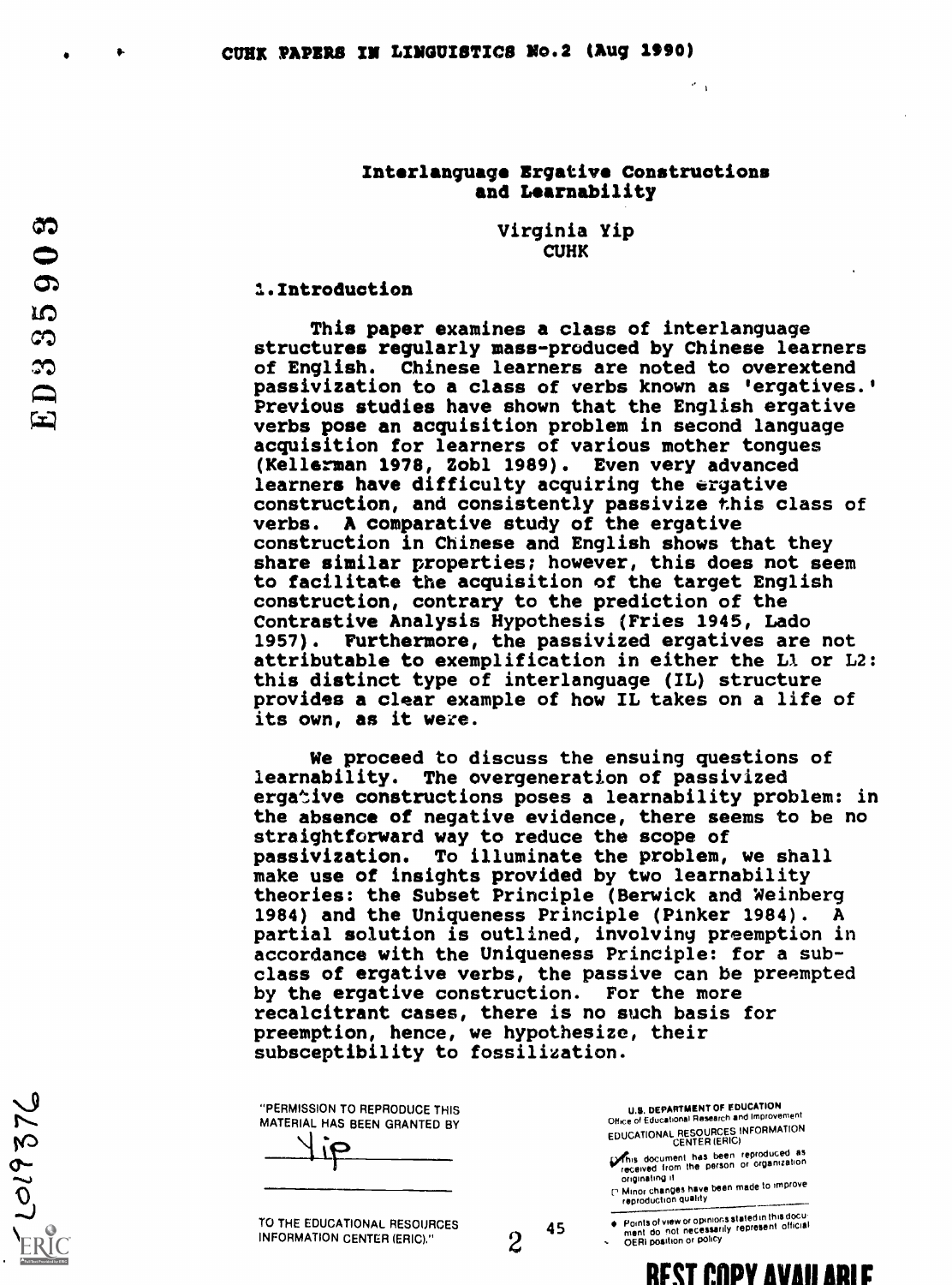# Interlanguage Ergative Constructions and Learnability

Virginia Yip
CUHK

## 1. Introduction

This paper examines a class of interlanguage structures regularly mass-produced by Chinese learners of English. Chinese learners are noted to overextend passivization to a class of verbs known as 'ergatives.' Previous studies have shown that the English ergative verbs pose an acquisition problem in second language acquisition for learners of various mother tongues (Kellerman 1978, Zobl 1989). Even very advanced learners have difficulty acquiring the ergative construction, and consistently passivize this class of verbs. A comparative study of the ergative construction in Chinese and English shows that they share similar properties; however, this does not seem to facilitate the acquisition of the target English construction, contrary to the prediction of the Contrastive Analysis Hypothesis (Fries 1945, Lado 1957). Furthermore, the passivized ergatives are not attributable to exemplification in either the L1 or L2: this distinct type of interlanguage (IL) structure provides a clear example of how IL takes on a life of its own, as it were.

We proceed to discuss the ensuing questions of learnability. The overgeneration of passivized ergative constructions poses a learnability problem: in the absence of negative evidence, there seems to be no straightforward way to reduce the scope of passivization. To illuminate the problem, we shall make use of insights provided by two learnability theories: the Subset Principle (Berwick and Weinberg 1984) and the Uniqueness Principle (Pinker 1984). A partial solution is outlined, involving preemption in accordance with the Uniqueness Principle: for a sub-class of ergative verbs, the passive can be preempted by the ergative construction. For the more recalcitrant cases, there is no such basis for preemption, hence, we hypothesize, their subsceptibility to fossilization.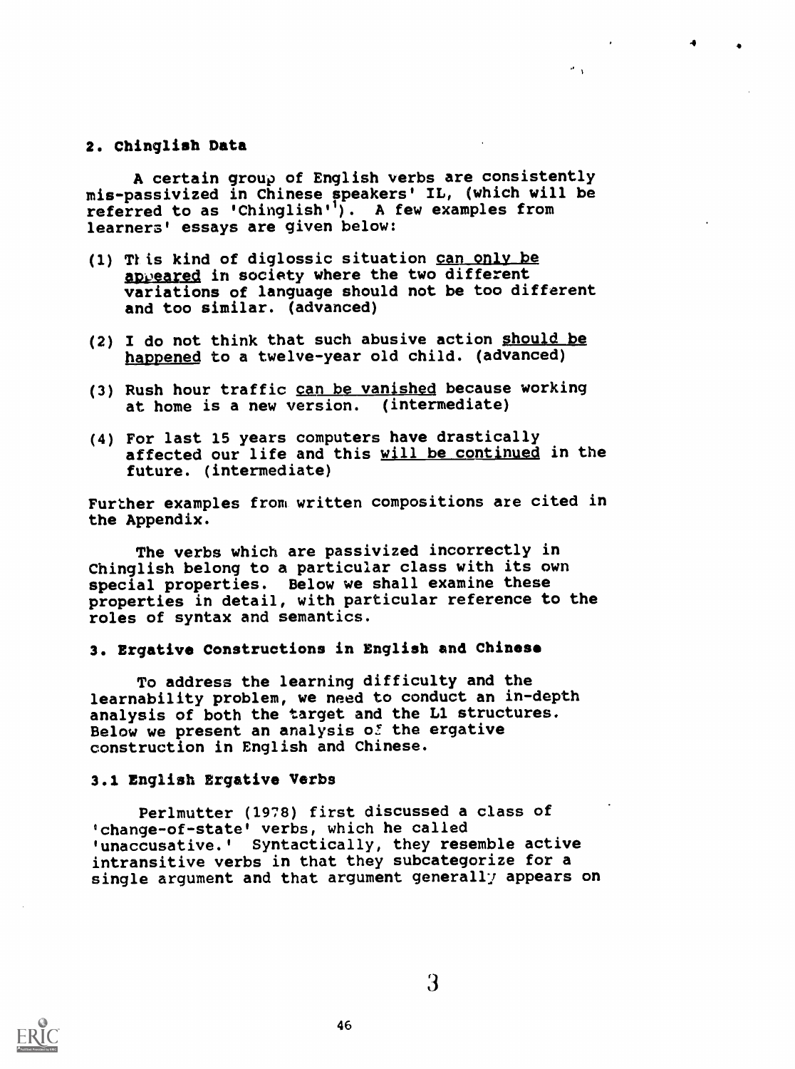## 2. Chinglish Data

A certain group of English verbs are consistently mis-passivized in Chinese speakers' IL, (which will be referred to as 'Chinglish'[1]). A few examples from learners' essays are given below:

(1) This kind of diglossic situation can only be appeared in society where the two different variations of language should not be too different and too similar. (advanced)

(2) I do not think that such abusive action should be happened to a twelve-year old child. (advanced)

(3) Rush hour traffic can be vanished because working at home is a new version. (intermediate)

(4) For last 15 years computers have drastically affected our life and this will be continued in the future. (intermediate)

Further examples from written compositions are cited in the Appendix.

The verbs which are passivized incorrectly in Chinglish belong to a particular class with its own special properties. Below we shall examine these properties in detail, with particular reference to the roles of syntax and semantics.

## 3. Ergative Constructions in English and Chinese

To address the learning difficulty and the learnability problem, we need to conduct an in-depth analysis of both the target and the L1 structures. Below we present an analysis of the ergative construction in English and Chinese.

### 3.1 English Ergative Verbs

Perlmutter (1978) first discussed a class of 'change-of-state' verbs, which he called 'unaccusative.' Syntactically, they resemble active intransitive verbs in that they subcategorize for a single argument and that argument generally appears on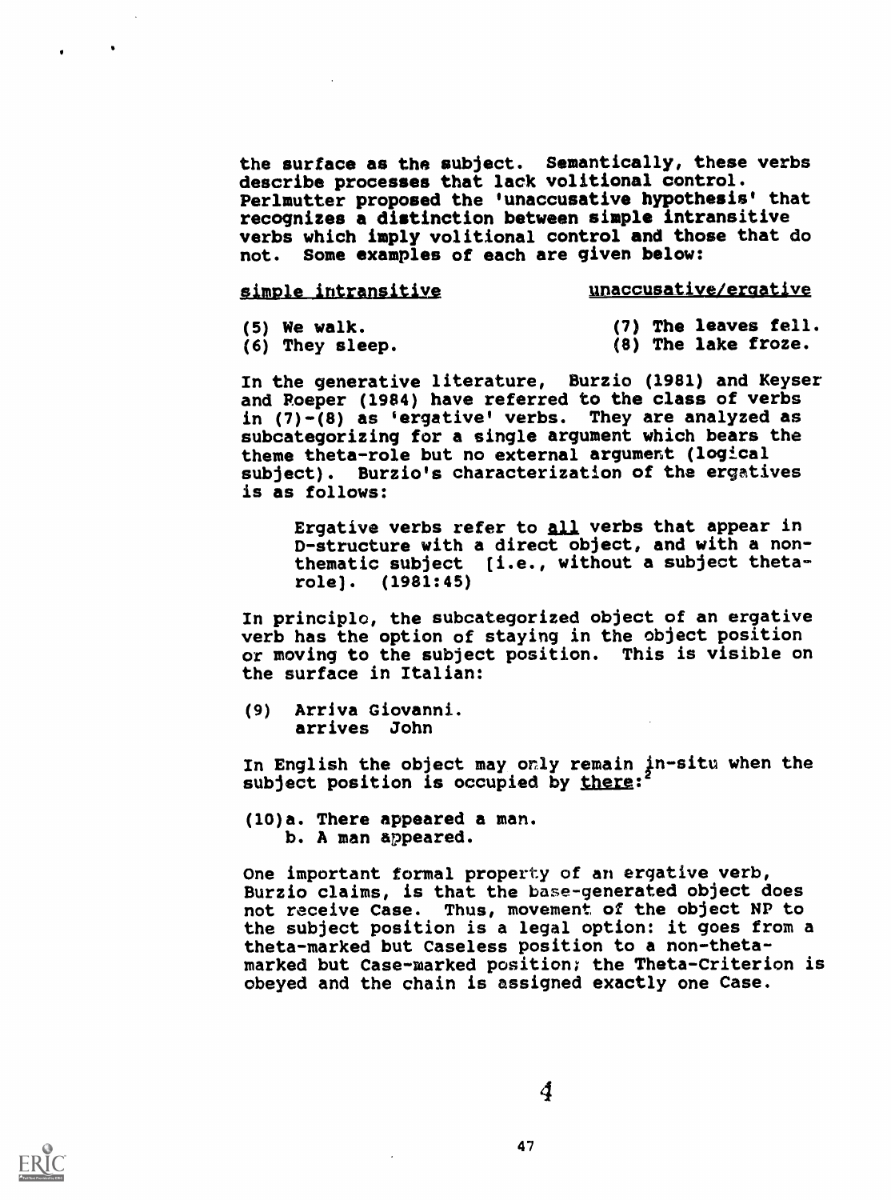the surface as the subject. Semantically, these verbs describe processes that lack volitional control. Perlmutter proposed the 'unaccusative hypothesis' that recognizes a distinction between simple intransitive verbs which imply volitional control and those that do not. Some examples of each are given below:

| simple intransitive | unaccusative/ergative |
|---|---|
| (5) We walk. | (7) The leaves fell. |
| (6) They sleep. | (8) The lake froze. |

In the generative literature, Burzio (1981) and Keyser and Roeper (1984) have referred to the class of verbs in (7)-(8) as 'ergative' verbs. They are analyzed as subcategorizing for a single argument which bears the theme theta-role but no external argument (logical subject). Burzio's characterization of the ergatives is as follows:

> Ergative verbs refer to all verbs that appear in D-structure with a direct object, and with a non-thematic subject [i.e., without a subject theta-role]. (1981:45)

In principle, the subcategorized object of an ergative verb has the option of staying in the object position or moving to the subject position. This is visible on the surface in Italian:

(9) Arriva Giovanni.
    arrives John

In English the object may only remain in-situ when the subject position is occupied by *there*:[2]

(10)a. There appeared a man.
    b. A man appeared.

One important formal property of an ergative verb, Burzio claims, is that the base-generated object does not receive Case. Thus, movement of the object NP to the subject position is a legal option: it goes from a theta-marked but Caseless position to a non-theta-marked but Case-marked position; the Theta-Criterion is obeyed and the chain is assigned exactly one Case.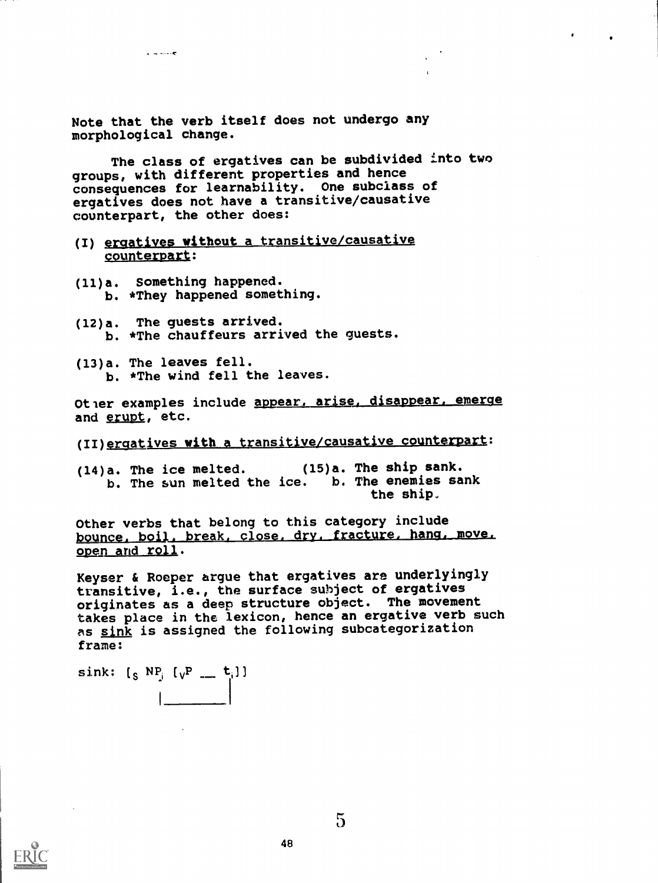Note that the verb itself does not undergo any morphological change.

The class of ergatives can be subdivided into two groups, with different properties and hence consequences for learnability. One subclass of ergatives does not have a transitive/causative counterpart, the other does:

(I) <u>ergatives without a transitive/causative counterpart</u>:

(11) a. Something happened.
b. *They happened something.

(12) a. The guests arrived.
b. *The chauffeurs arrived the guests.

(13) a. The leaves fell.
b. *The wind fell the leaves.

Other examples include <u>appear, arise, disappear, emerge</u> and <u>erupt</u>, etc.

(II) <u>ergatives with a transitive/causative counterpart</u>:

(14) a. The ice melted.
b. The sun melted the ice.

(15) a. The ship sank.
b. The enemies sank the ship.

Other verbs that belong to this category include <u>bounce, boil, break, close, dry, fracture, hang, move, open and roll</u>.

Keyser & Roeper argue that ergatives are underlyingly transitive, i.e., the surface subject of ergatives originates as a deep structure object. The movement takes place in the lexicon, hence an ergative verb such as <u>sink</u> is assigned the following subcategorization frame:

sink: $[_S\ NP_i\ [_{VP}\ \_\_\ t_i]]$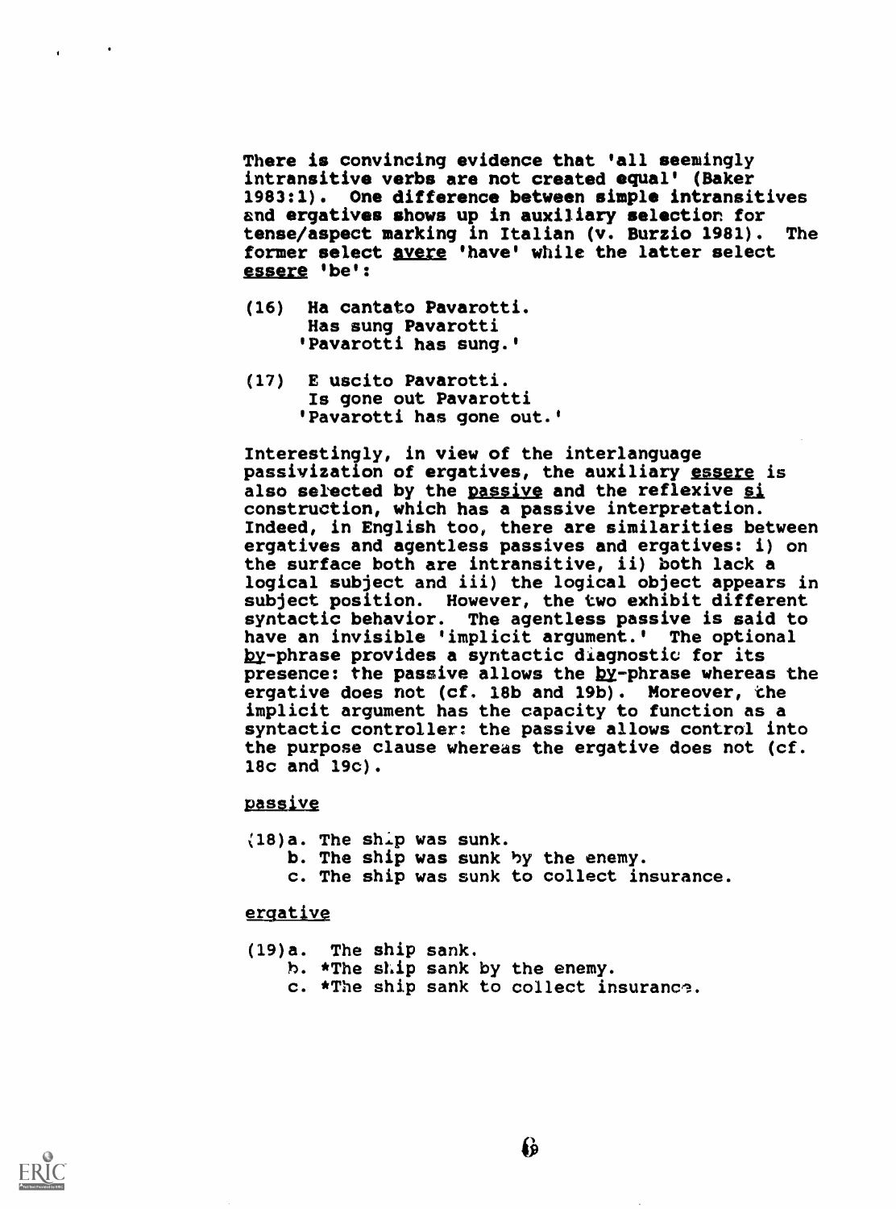There is convincing evidence that 'all seemingly intransitive verbs are not created equal' (Baker 1983:1). One difference between simple intransitives and ergatives shows up in auxiliary selection for tense/aspect marking in Italian (v. Burzio 1981). The former select <u>avere</u> 'have' while the latter select <u>essere</u> 'be':

(16) Ha cantato Pavarotti.
 Has sung Pavarotti
 'Pavarotti has sung.'

(17) E uscito Pavarotti.
 Is gone out Pavarotti
 'Pavarotti has gone out.'

Interestingly, in view of the interlanguage passivization of ergatives, the auxiliary <u>essere</u> is also selected by the <u>passive</u> and the reflexive <u>si</u> construction, which has a passive interpretation. Indeed, in English too, there are similarities between ergatives and agentless passives and ergatives: i) on the surface both are intransitive, ii) both lack a logical subject and iii) the logical object appears in subject position. However, the two exhibit different syntactic behavior. The agentless passive is said to have an invisible 'implicit argument.' The optional <u>by</u>-phrase provides a syntactic diagnostic for its presence: the passive allows the <u>by</u>-phrase whereas the ergative does not (cf. 18b and 19b). Moreover, the implicit argument has the capacity to function as a syntactic controller: the passive allows control into the purpose clause whereas the ergative does not (cf. 18c and 19c).

<u>passive</u>

(18) a. The ship was sunk.
 b. The ship was sunk by the enemy.
 c. The ship was sunk to collect insurance.

<u>ergative</u>

(19) a. The ship sank.
 b. *The ship sank by the enemy.
 c. *The ship sank to collect insurance.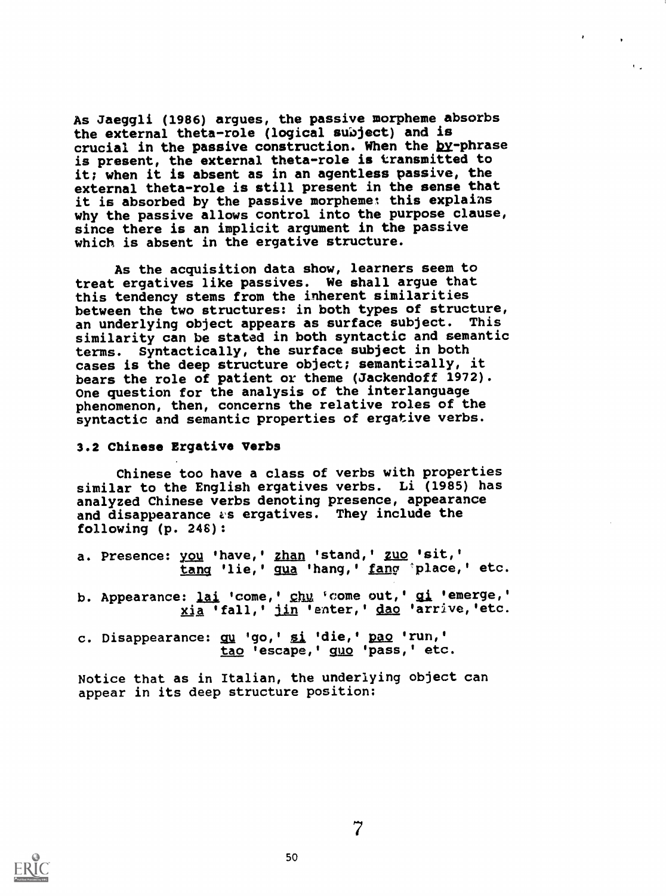As Jaeggli (1986) argues, the passive morpheme absorbs the external theta-role (logical subject) and is crucial in the passive construction. When the by-phrase is present, the external theta-role is transmitted to it; when it is absent as in an agentless passive, the external theta-role is still present in the sense that it is absorbed by the passive morpheme: this explains why the passive allows control into the purpose clause, since there is an implicit argument in the passive which is absent in the ergative structure.

As the acquisition data show, learners seem to treat ergatives like passives. We shall argue that this tendency stems from the inherent similarities between the two structures: in both types of structure, an underlying object appears as surface subject. This similarity can be stated in both syntactic and semantic terms. Syntactically, the surface subject in both cases is the deep structure object; semantically, it bears the role of patient or theme (Jackendoff 1972). One question for the analysis of the interlanguage phenomenon, then, concerns the relative roles of the syntactic and semantic properties of ergative verbs.

### 3.2 Chinese Ergative Verbs

Chinese too have a class of verbs with properties similar to the English ergatives verbs. Li (1985) has analyzed Chinese verbs denoting presence, appearance and disappearance as ergatives. They include the following (p. 248):

a. Presence: you 'have,' zhan 'stand,' zuo 'sit,' tang 'lie,' gua 'hang,' fang 'place,' etc.

b. Appearance: lai 'come,' chu 'come out,' qi 'emerge,' xia 'fall,' jin 'enter,' dao 'arrive,' etc.

c. Disappearance: qu 'go,' si 'die,' pao 'run,' tao 'escape,' guo 'pass,' etc.

Notice that as in Italian, the underlying object can appear in its deep structure position: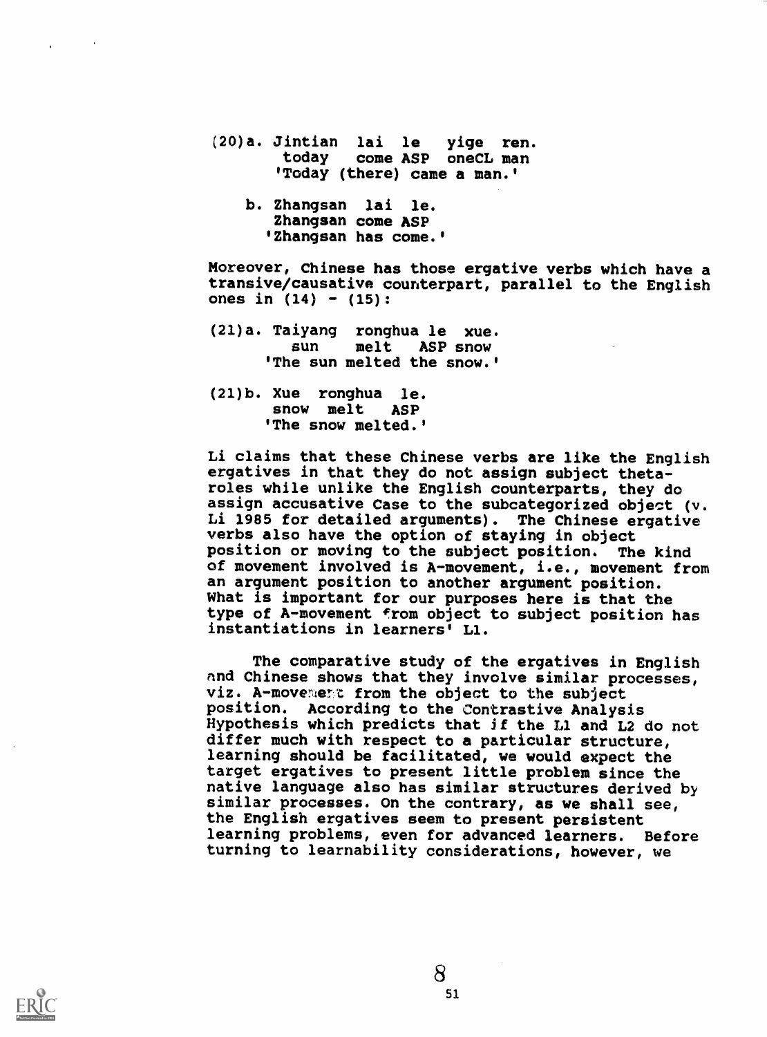(20)a. Jintian lai le yige ren.
       today come ASP oneCL man
       'Today (there) came a man.'

    b. Zhangsan lai le.
       Zhangsan come ASP
       'Zhangsan has come.'

Moreover, Chinese has those ergative verbs which have a transive/causative counterpart, parallel to the English ones in (14) - (15):

(21)a. Taiyang ronghua le xue.
       sun melt ASP snow
       'The sun melted the snow.'

(21)b. Xue ronghua le.
       snow melt ASP
       'The snow melted.'

Li claims that these Chinese verbs are like the English ergatives in that they do not assign subject theta-roles while unlike the English counterparts, they do assign accusative Case to the subcategorized object (v. Li 1985 for detailed arguments). The Chinese ergative verbs also have the option of staying in object position or moving to the subject position. The kind of movement involved is A-movement, i.e., movement from an argument position to another argument position. What is important for our purposes here is that the type of A-movement from object to subject position has instantiations in learners' L1.

The comparative study of the ergatives in English and Chinese shows that they involve similar processes, viz. A-movement from the object to the subject position. According to the Contrastive Analysis Hypothesis which predicts that if the L1 and L2 do not differ much with respect to a particular structure, learning should be facilitated, we would expect the target ergatives to present little problem since the native language also has similar structures derived by similar processes. On the contrary, as we shall see, the English ergatives seem to present persistent learning problems, even for advanced learners. Before turning to learnability considerations, however, we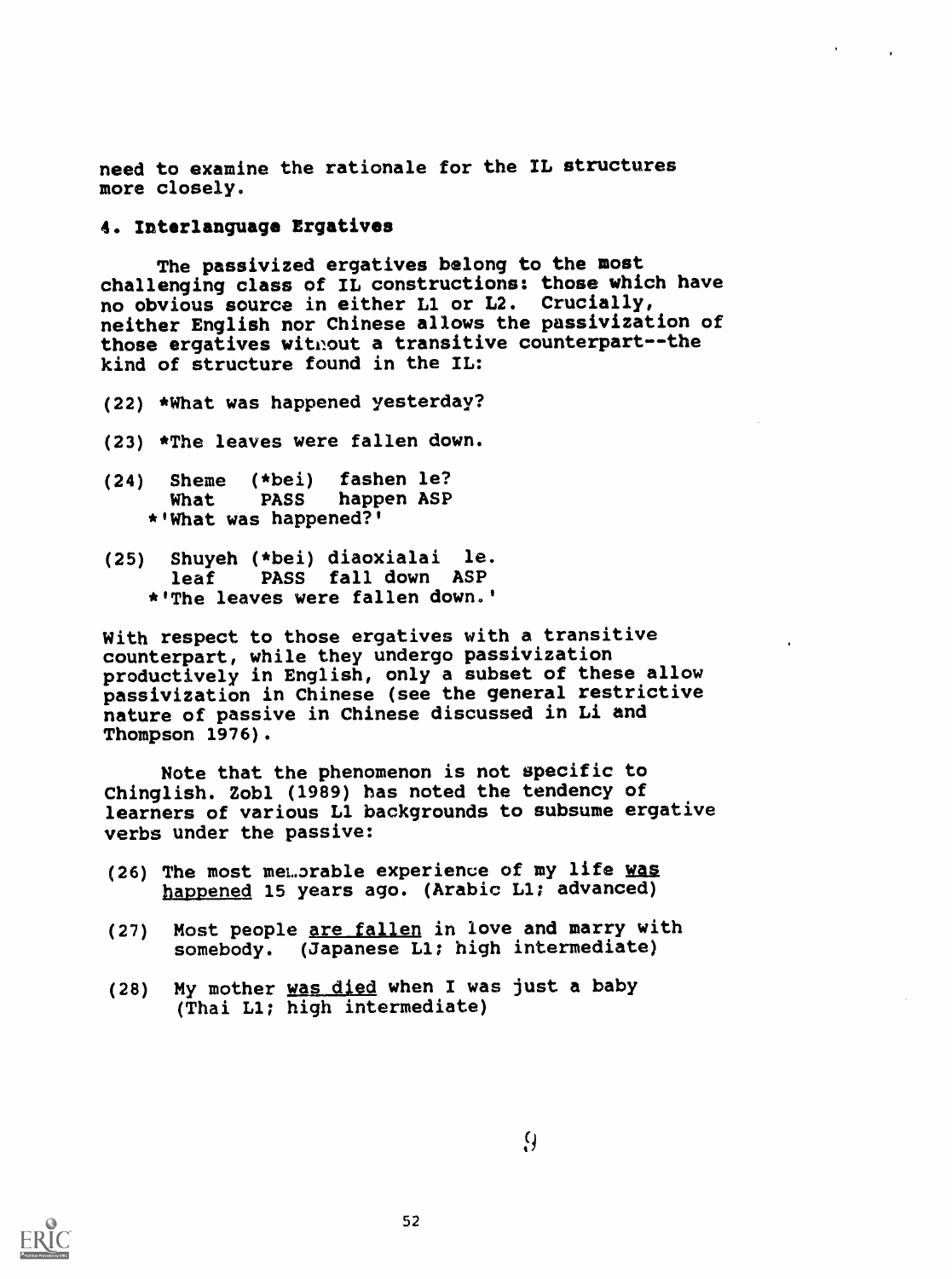need to examine the rationale for the IL structures more closely.

## 4. Interlanguage Ergatives

The passivized ergatives belong to the most challenging class of IL constructions: those which have no obvious source in either L1 or L2. Crucially, neither English nor Chinese allows the passivization of those ergatives without a transitive counterpart--the kind of structure found in the IL:

(22) *What was happened yesterday?

(23) *The leaves were fallen down.

(24) Sheme (*bei) fashen le?
     What   PASS   happen ASP
    *'What was happened?'

(25) Shuyeh (*bei) diaoxialai le.
     leaf    PASS  fall down  ASP
    *'The leaves were fallen down.'

With respect to those ergatives with a transitive counterpart, while they undergo passivization productively in English, only a subset of these allow passivization in Chinese (see the general restrictive nature of passive in Chinese discussed in Li and Thompson 1976).

Note that the phenomenon is not specific to Chinglish. Zobl (1989) has noted the tendency of learners of various L1 backgrounds to subsume ergative verbs under the passive:

(26) The most memorable experience of my life <u>was happened</u> 15 years ago. (Arabic L1; advanced)

(27) Most people <u>are fallen</u> in love and marry with somebody. (Japanese L1; high intermediate)

(28) My mother <u>was died</u> when I was just a baby (Thai L1; high intermediate)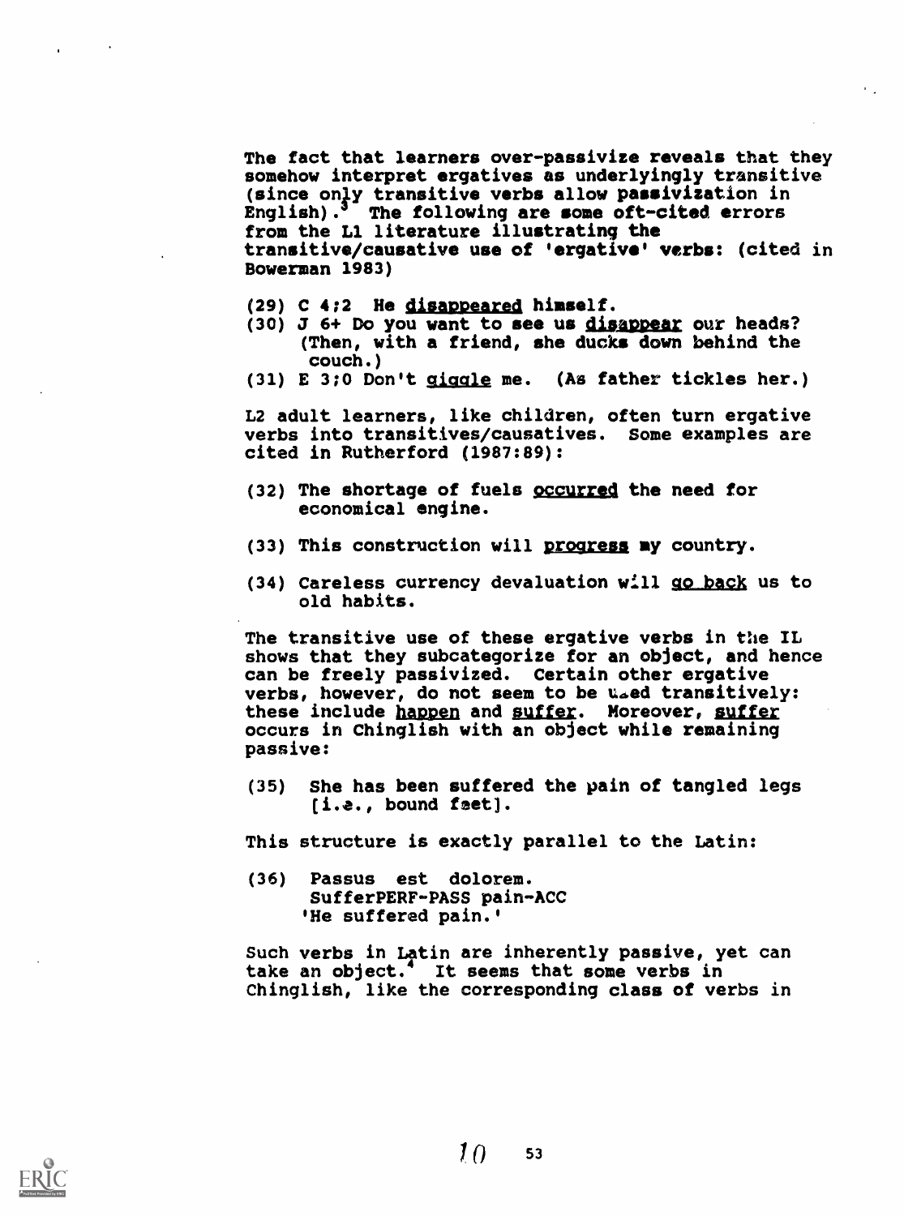The fact that learners over-passivize reveals that they somehow interpret ergatives as underlyingly transitive (since only transitive verbs allow passivization in English).[3] The following are some oft-cited errors from the L1 literature illustrating the transitive/causative use of 'ergative' verbs: (cited in Bowerman 1983)

(29) C 4;2 He disappeared himself.

(30) J 6+ Do you want to see us disappear our heads? (Then, with a friend, she ducks down behind the couch.)

(31) E 3;0 Don't giggle me. (As father tickles her.)

L2 adult learners, like children, often turn ergative verbs into transitives/causatives. Some examples are cited in Rutherford (1987:89):

(32) The shortage of fuels occurred the need for economical engine.

(33) This construction will progress my country.

(34) Careless currency devaluation will go back us to old habits.

The transitive use of these ergative verbs in the IL shows that they subcategorize for an object, and hence can be freely passivized. Certain other ergative verbs, however, do not seem to be used transitively: these include happen and suffer. Moreover, suffer occurs in Chinglish with an object while remaining passive:

(35) She has been suffered the pain of tangled legs [i.e., bound feet].

This structure is exactly parallel to the Latin:

(36) Passus est dolorem.
SufferPERF-PASS pain-ACC
'He suffered pain.'

Such verbs in Latin are inherently passive, yet can take an object.[4] It seems that some verbs in Chinglish, like the corresponding class of verbs in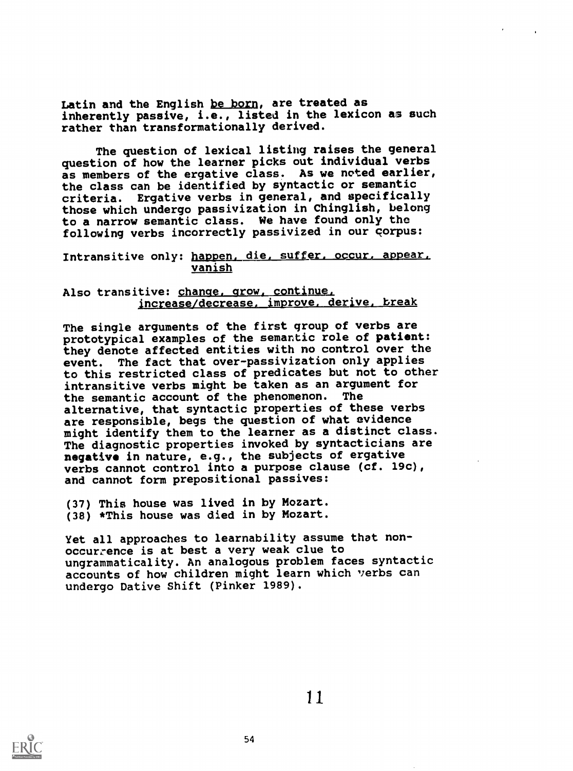Latin and the English be born, are treated as inherently passive, i.e., listed in the lexicon as such rather than transformationally derived.

The question of lexical listing raises the general question of how the learner picks out individual verbs as members of the ergative class. As we noted earlier, the class can be identified by syntactic or semantic criteria. Ergative verbs in general, and specifically those which undergo passivization in Chinglish, belong to a narrow semantic class. We have found only the following verbs incorrectly passivized in our corpus:

Intransitive only: happen, die, suffer, occur, appear, vanish

Also transitive: change, grow, continue, increase/decrease, improve, derive, break

The single arguments of the first group of verbs are prototypical examples of the semantic role of **patient**: they denote affected entities with no control over the event. The fact that over-passivization only applies to this restricted class of predicates but not to other intransitive verbs might be taken as an argument for the semantic account of the phenomenon. The alternative, that syntactic properties of these verbs are responsible, begs the question of what evidence might identify them to the learner as a distinct class. The diagnostic properties invoked by syntacticians are **negative** in nature, e.g., the subjects of ergative verbs cannot control into a purpose clause (cf. 19c), and cannot form prepositional passives:

(37) This house was lived in by Mozart.
(38) *This house was died in by Mozart.

Yet all approaches to learnability assume that non-occurrence is at best a very weak clue to ungrammaticality. An analogous problem faces syntactic accounts of how children might learn which verbs can undergo Dative Shift (Pinker 1989).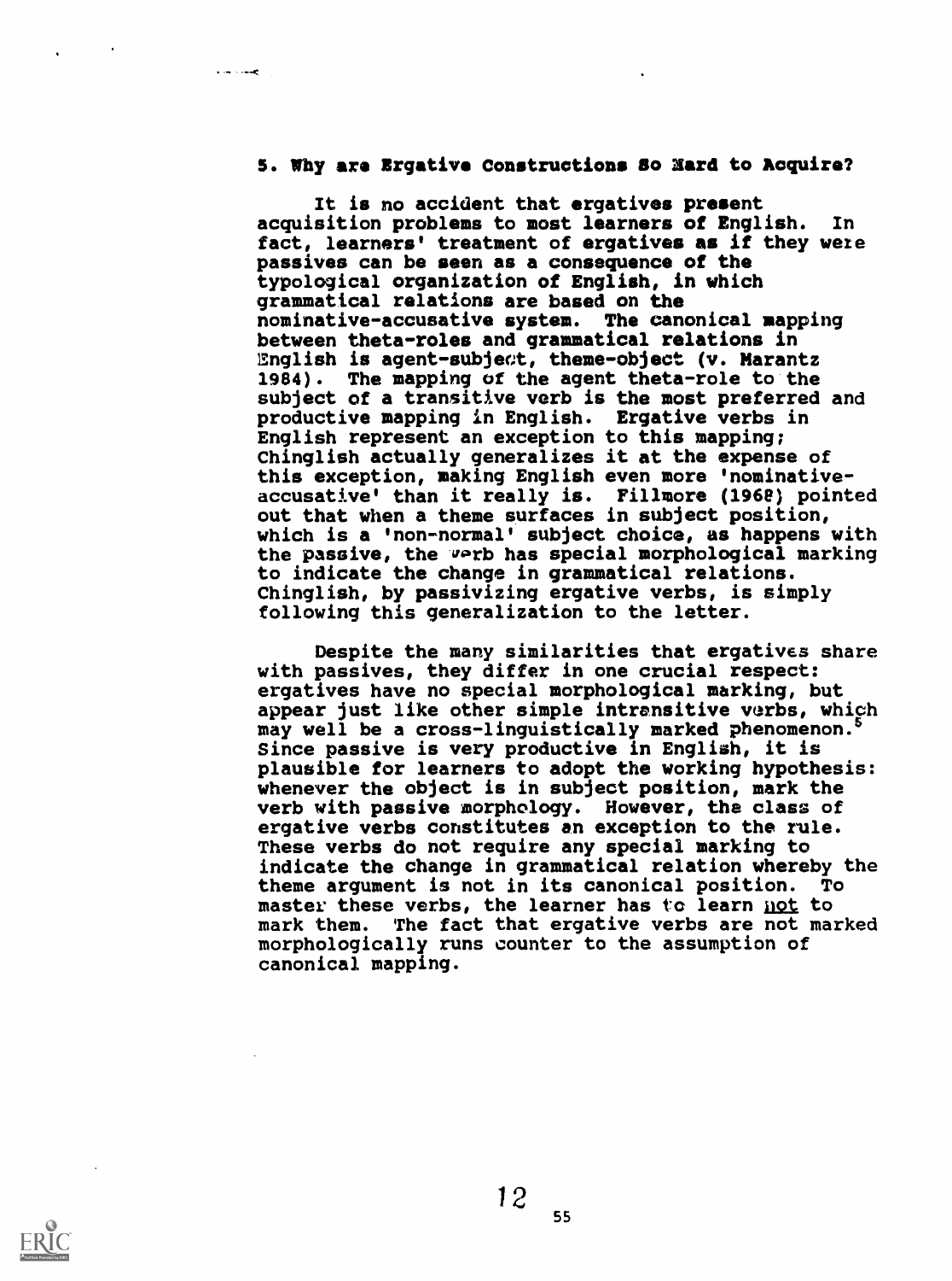## 5. Why are Ergative Constructions So Hard to Acquire?

It is no accident that ergatives present acquisition problems to most learners of English. In fact, learners' treatment of ergatives as if they were passives can be seen as a consequence of the typological organization of English, in which grammatical relations are based on the nominative-accusative system. The canonical mapping between theta-roles and grammatical relations in English is agent-subject, theme-object (v. Marantz 1984). The mapping of the agent theta-role to the subject of a transitive verb is the most preferred and productive mapping in English. Ergative verbs in English represent an exception to this mapping; Chinglish actually generalizes it at the expense of this exception, making English even more 'nominative-accusative' than it really is. Fillmore (1968) pointed out that when a theme surfaces in subject position, which is a 'non-normal' subject choice, as happens with the passive, the verb has special morphological marking to indicate the change in grammatical relations. Chinglish, by passivizing ergative verbs, is simply following this generalization to the letter.

Despite the many similarities that ergatives share with passives, they differ in one crucial respect: ergatives have no special morphological marking, but appear just like other simple intransitive verbs, which may well be a cross-linguistically marked phenomenon.[5] Since passive is very productive in English, it is plausible for learners to adopt the working hypothesis: whenever the object is in subject position, mark the verb with passive morphology. However, the class of ergative verbs constitutes an exception to the rule. These verbs do not require any special marking to indicate the change in grammatical relation whereby the theme argument is not in its canonical position. To master these verbs, the learner has to learn not to mark them. The fact that ergative verbs are not marked morphologically runs counter to the assumption of canonical mapping.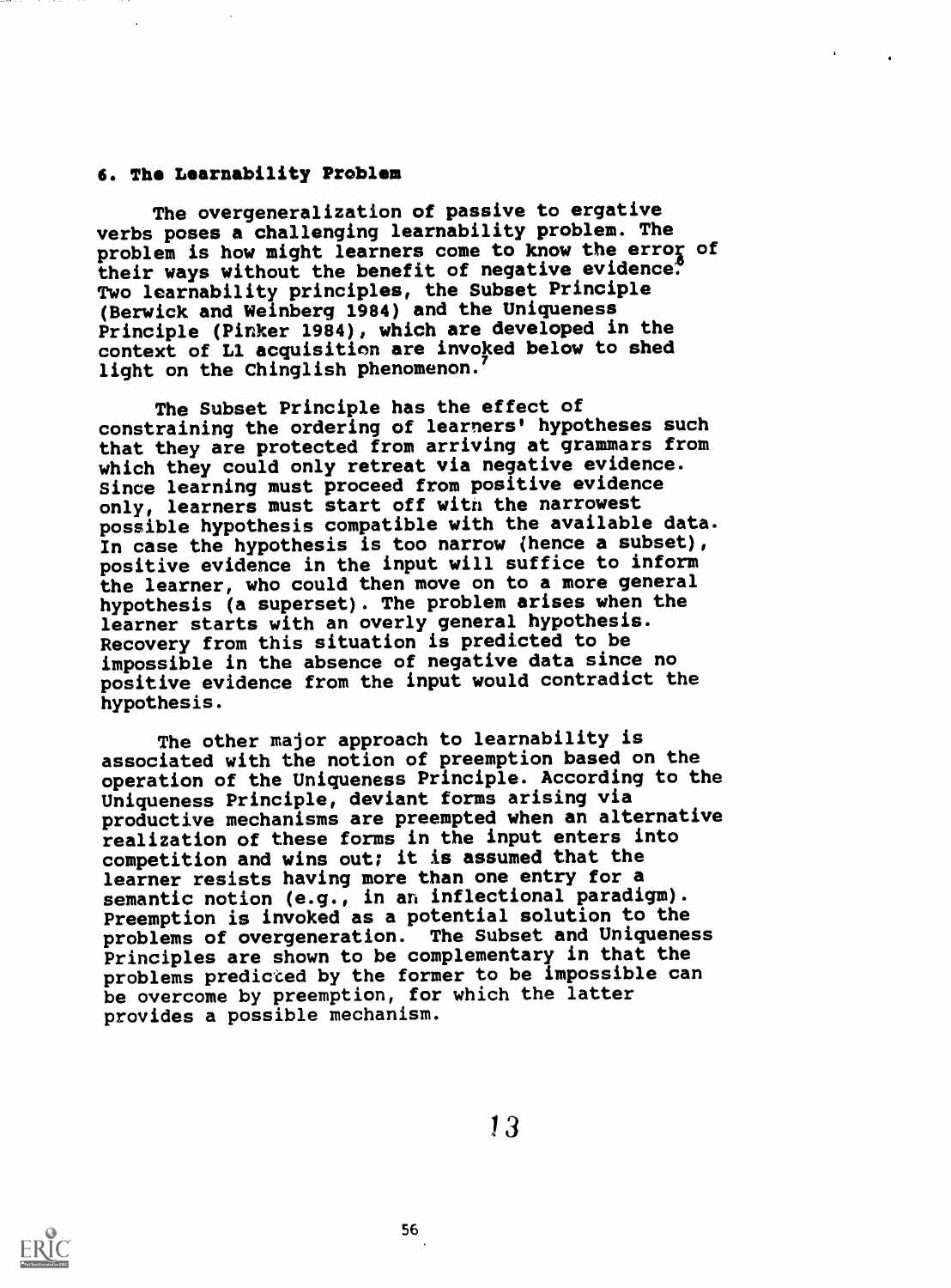### 6. The Learnability Problem

The overgeneralization of passive to ergative verbs poses a challenging learnability problem. The problem is how might learners come to know the error of their ways without the benefit of negative evidence.[6] Two learnability principles, the Subset Principle (Berwick and Weinberg 1984) and the Uniqueness Principle (Pinker 1984), which are developed in the context of L1 acquisition are invoked below to shed light on the Chinglish phenomenon.[7]

The Subset Principle has the effect of constraining the ordering of learners' hypotheses such that they are protected from arriving at grammars from which they could only retreat via negative evidence. Since learning must proceed from positive evidence only, learners must start off with the narrowest possible hypothesis compatible with the available data. In case the hypothesis is too narrow (hence a subset), positive evidence in the input will suffice to inform the learner, who could then move on to a more general hypothesis (a superset). The problem arises when the learner starts with an overly general hypothesis. Recovery from this situation is predicted to be impossible in the absence of negative data since no positive evidence from the input would contradict the hypothesis.

The other major approach to learnability is associated with the notion of preemption based on the operation of the Uniqueness Principle. According to the Uniqueness Principle, deviant forms arising via productive mechanisms are preempted when an alternative realization of these forms in the input enters into competition and wins out; it is assumed that the learner resists having more than one entry for a semantic notion (e.g., in an inflectional paradigm). Preemption is invoked as a potential solution to the problems of overgeneration. The Subset and Uniqueness Principles are shown to be complementary in that the problems predicted by the former to be impossible can be overcome by preemption, for which the latter provides a possible mechanism.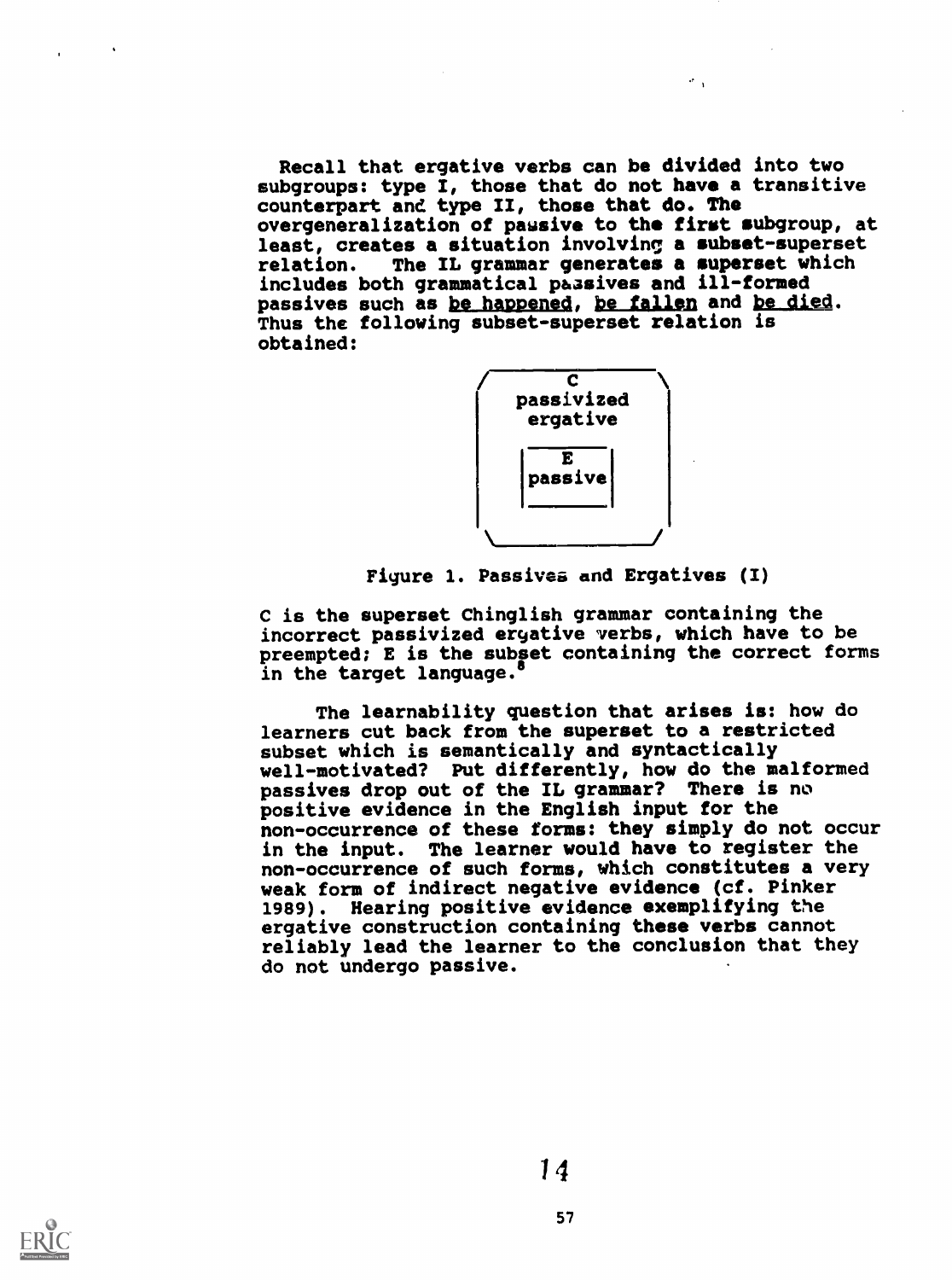Recall that ergative verbs can be divided into two subgroups: type I, those that do not have a transitive counterpart and type II, those that do. The overgeneralization of passive to the first subgroup, at least, creates a situation involving a subset-superset relation. The IL grammar generates a superset which includes both grammatical passives and ill-formed passives such as be happened, be fallen and be died. Thus the following subset-superset relation is obtained:

C
passivized
ergative

E
passive

Figure 1. Passives and Ergatives (I)

C is the superset Chinglish grammar containing the incorrect passivized ergative verbs, which have to be preempted; E is the subset containing the correct forms in the target language.[8]

The learnability question that arises is: how do learners cut back from the superset to a restricted subset which is semantically and syntactically well-motivated? Put differently, how do the malformed passives drop out of the IL grammar? There is no positive evidence in the English input for the non-occurrence of these forms: they simply do not occur in the input. The learner would have to register the non-occurrence of such forms, which constitutes a very weak form of indirect negative evidence (cf. Pinker 1989). Hearing positive evidence exemplifying the ergative construction containing these verbs cannot reliably lead the learner to the conclusion that they do not undergo passive.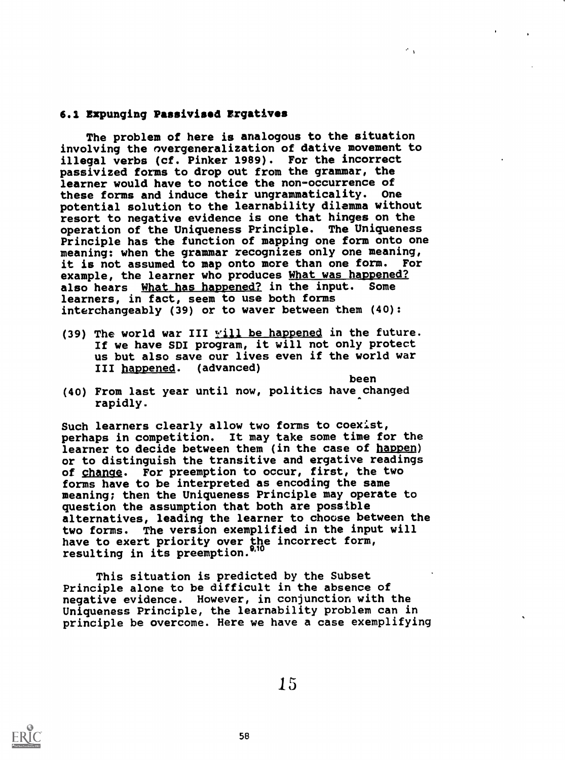### 6.1 Expunging Passivised Ergatives

The problem of here is analogous to the situation involving the overgeneralization of dative movement to illegal verbs (cf. Pinker 1989). For the incorrect passivized forms to drop out from the grammar, the learner would have to notice the non-occurrence of these forms and induce their ungrammaticality. One potential solution to the learnability dilemma without resort to negative evidence is one that hinges on the operation of the Uniqueness Principle. The Uniqueness Principle has the function of mapping one form onto one meaning: when the grammar recognizes only one meaning, it is not assumed to map onto more than one form. For example, the learner who produces <u>What was happened?</u> also hears <u>What has happened?</u> in the input. Some learners, in fact, seem to use both forms interchangeably (39) or to waver between them (40):

(39) The world war III <u>will be happened</u> in the future. If we have SDI program, it will not only protect us but also save our lives even if the world war III <u>happened</u>. (advanced)

(40) From last year until now, politics have ^been changed rapidly.

Such learners clearly allow two forms to coexist, perhaps in competition. It may take some time for the learner to decide between them (in the case of <u>happen</u>) or to distinguish the transitive and ergative readings of <u>change</u>. For preemption to occur, first, the two forms have to be interpreted as encoding the same meaning; then the Uniqueness Principle may operate to question the assumption that both are possible alternatives, leading the learner to choose between the two forms. The version exemplified in the input will have to exert priority over the incorrect form, resulting in its preemption.[9,10]

This situation is predicted by the Subset Principle alone to be difficult in the absence of negative evidence. However, in conjunction with the Uniqueness Principle, the learnability problem can in principle be overcome. Here we have a case exemplifying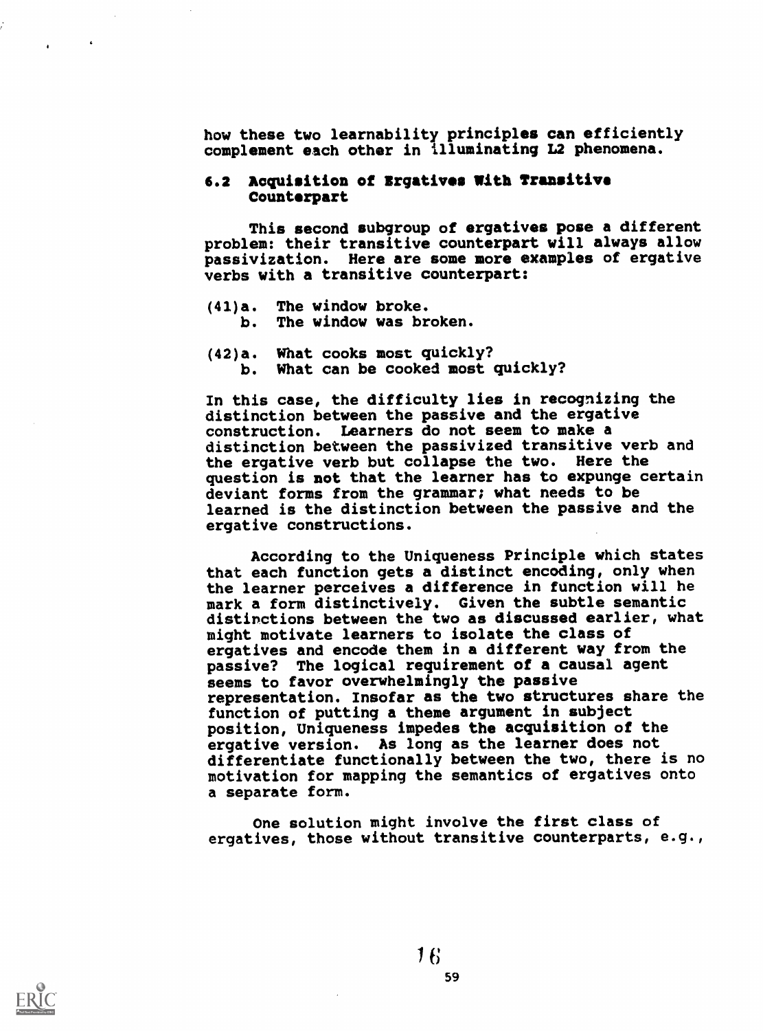how these two learnability principles can efficiently complement each other in illuminating L2 phenomena.

### 6.2 Acquisition of Ergatives With Transitive Counterpart

This second subgroup of ergatives pose a different problem: their transitive counterpart will always allow passivization. Here are some more examples of ergative verbs with a transitive counterpart:

(41)a. The window broke.
    b. The window was broken.

(42)a. What cooks most quickly?
    b. What can be cooked most quickly?

In this case, the difficulty lies in recognizing the distinction between the passive and the ergative construction. Learners do not seem to make a distinction between the passivized transitive verb and the ergative verb but collapse the two. Here the question is not that the learner has to expunge certain deviant forms from the grammar; what needs to be learned is the distinction between the passive and the ergative constructions.

According to the Uniqueness Principle which states that each function gets a distinct encoding, only when the learner perceives a difference in function will he mark a form distinctively. Given the subtle semantic distinctions between the two as discussed earlier, what might motivate learners to isolate the class of ergatives and encode them in a different way from the passive? The logical requirement of a causal agent seems to favor overwhelmingly the passive representation. Insofar as the two structures share the function of putting a theme argument in subject position, Uniqueness impedes the acquisition of the ergative version. As long as the learner does not differentiate functionally between the two, there is no motivation for mapping the semantics of ergatives onto a separate form.

One solution might involve the first class of ergatives, those without transitive counterparts, e.g.,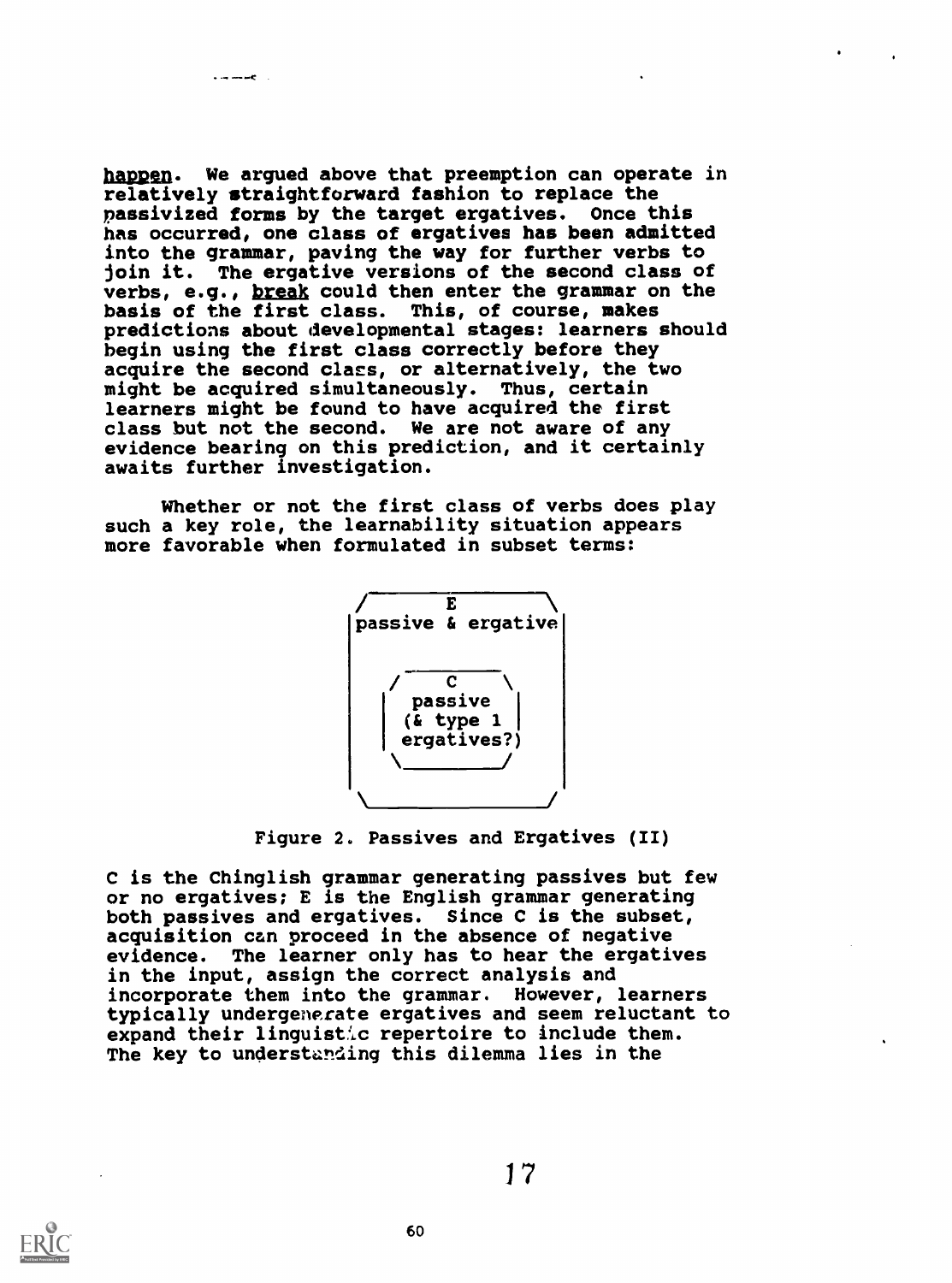happen. We argued above that preemption can operate in relatively straightforward fashion to replace the passivized forms by the target ergatives. Once this has occurred, one class of ergatives has been admitted into the grammar, paving the way for further verbs to join it. The ergative versions of the second class of verbs, e.g., break could then enter the grammar on the basis of the first class. This, of course, makes predictions about developmental stages: learners should begin using the first class correctly before they acquire the second class, or alternatively, the two might be acquired simultaneously. Thus, certain learners might be found to have acquired the first class but not the second. We are not aware of any evidence bearing on this prediction, and it certainly awaits further investigation.

Whether or not the first class of verbs does play such a key role, the learnability situation appears more favorable when formulated in subset terms:

```
 /        E         \
|passive & ergative |
|                   |
|   /     C     \   |
|  |  passive    |  |
|  | (& type 1   |  |
|  |  ergatives?)|  |
|   \___________/   |
|                   |
 \_________________/
```

Figure 2. Passives and Ergatives (II)

C is the Chinglish grammar generating passives but few or no ergatives; E is the English grammar generating both passives and ergatives. Since C is the subset, acquisition can proceed in the absence of negative evidence. The learner only has to hear the ergatives in the input, assign the correct analysis and incorporate them into the grammar. However, learners typically undergenerate ergatives and seem reluctant to expand their linguistic repertoire to include them. The key to understanding this dilemma lies in the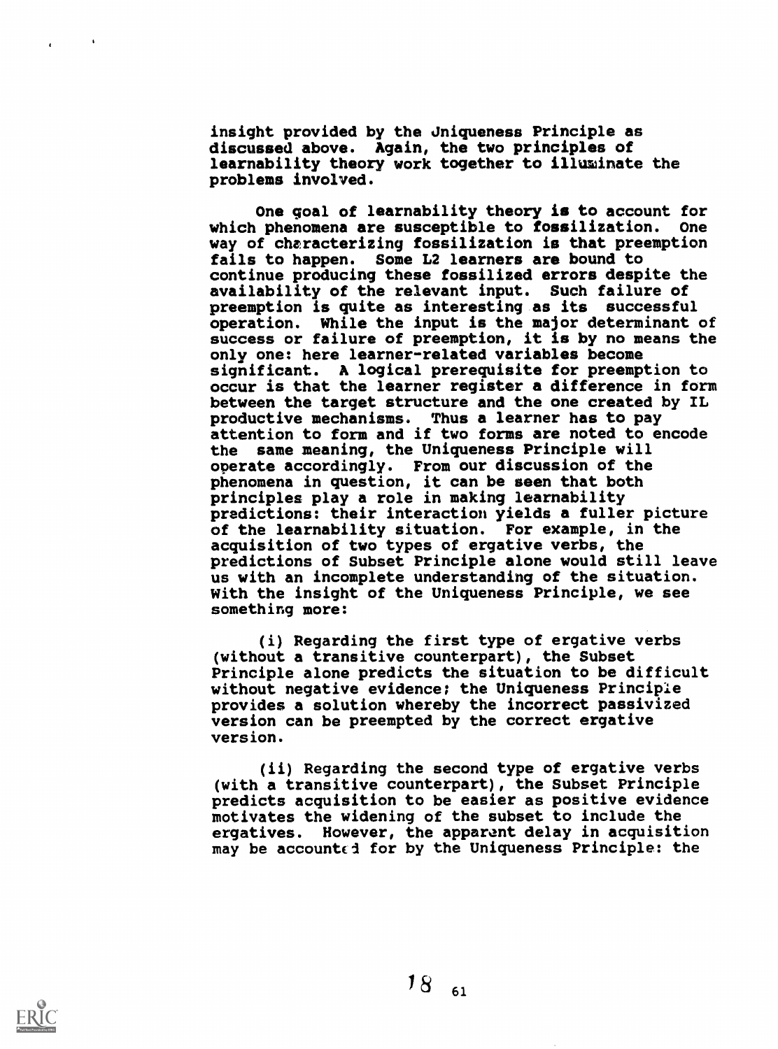insight provided by the Uniqueness Principle as discussed above. Again, the two principles of learnability theory work together to illuminate the problems involved.

One goal of learnability theory is to account for which phenomena are susceptible to fossilization. One way of characterizing fossilization is that preemption fails to happen. Some L2 learners are bound to continue producing these fossilized errors despite the availability of the relevant input. Such failure of preemption is quite as interesting as its successful operation. While the input is the major determinant of success or failure of preemption, it is by no means the only one: here learner-related variables become significant. A logical prerequisite for preemption to occur is that the learner register a difference in form between the target structure and the one created by IL productive mechanisms. Thus a learner has to pay attention to form and if two forms are noted to encode the same meaning, the Uniqueness Principle will operate accordingly. From our discussion of the phenomena in question, it can be seen that both principles play a role in making learnability predictions: their interaction yields a fuller picture of the learnability situation. For example, in the acquisition of two types of ergative verbs, the predictions of Subset Principle alone would still leave us with an incomplete understanding of the situation. With the insight of the Uniqueness Principle, we see something more:

(i) Regarding the first type of ergative verbs (without a transitive counterpart), the Subset Principle alone predicts the situation to be difficult without negative evidence; the Uniqueness Principle provides a solution whereby the incorrect passivized version can be preempted by the correct ergative version.

(ii) Regarding the second type of ergative verbs (with a transitive counterpart), the Subset Principle predicts acquisition to be easier as positive evidence motivates the widening of the subset to include the ergatives. However, the apparent delay in acquisition may be accounted for by the Uniqueness Principle: the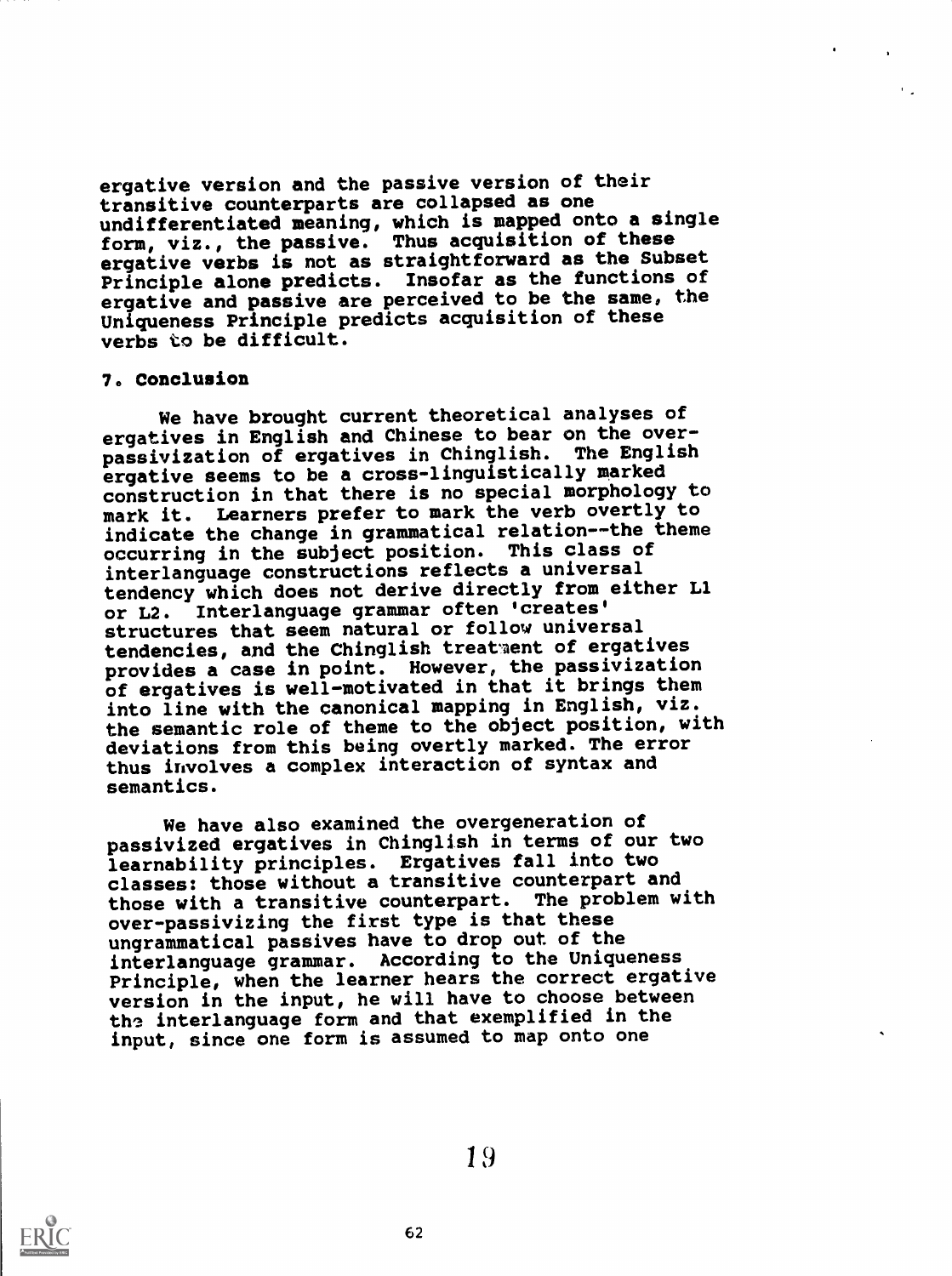ergative version and the passive version of their transitive counterparts are collapsed as one undifferentiated meaning, which is mapped onto a single form, viz., the passive. Thus acquisition of these ergative verbs is not as straightforward as the Subset Principle alone predicts. Insofar as the functions of ergative and passive are perceived to be the same, the Uniqueness Principle predicts acquisition of these verbs to be difficult.

## 7. Conclusion

We have brought current theoretical analyses of ergatives in English and Chinese to bear on the over-passivization of ergatives in Chinglish. The English ergative seems to be a cross-linguistically marked construction in that there is no special morphology to mark it. Learners prefer to mark the verb overtly to indicate the change in grammatical relation--the theme occurring in the subject position. This class of interlanguage constructions reflects a universal tendency which does not derive directly from either L1 or L2. Interlanguage grammar often 'creates' structures that seem natural or follow universal tendencies, and the Chinglish treatment of ergatives provides a case in point. However, the passivization of ergatives is well-motivated in that it brings them into line with the canonical mapping in English, viz. the semantic role of theme to the object position, with deviations from this being overtly marked. The error thus involves a complex interaction of syntax and semantics.

We have also examined the overgeneration of passivized ergatives in Chinglish in terms of our two learnability principles. Ergatives fall into two classes: those without a transitive counterpart and those with a transitive counterpart. The problem with over-passivizing the first type is that these ungrammatical passives have to drop out of the interlanguage grammar. According to the Uniqueness Principle, when the learner hears the correct ergative version in the input, he will have to choose between the interlanguage form and that exemplified in the input, since one form is assumed to map onto one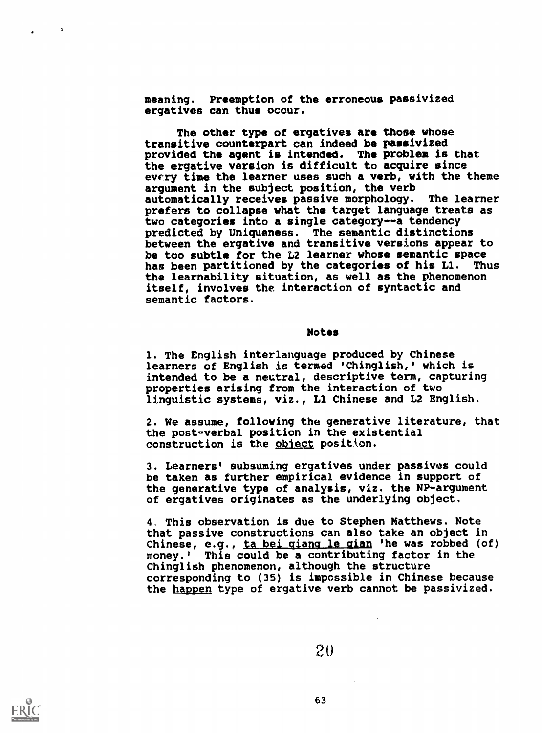meaning. Preemption of the erroneous passivized ergatives can thus occur.

The other type of ergatives are those whose transitive counterpart can indeed be passivized provided the agent is intended. The problem is that the ergative version is difficult to acquire since every time the learner uses such a verb, with the theme argument in the subject position, the verb automatically receives passive morphology. The learner prefers to collapse what the target language treats as two categories into a single category--a tendency predicted by Uniqueness. The semantic distinctions between the ergative and transitive versions appear to be too subtle for the L2 learner whose semantic space has been partitioned by the categories of his L1. Thus the learnability situation, as well as the phenomenon itself, involves the interaction of syntactic and semantic factors.

## Notes

1. The English interlanguage produced by Chinese learners of English is termed 'Chinglish,' which is intended to be a neutral, descriptive term, capturing properties arising from the interaction of two linguistic systems, viz., L1 Chinese and L2 English.

2. We assume, following the generative literature, that the post-verbal position in the existential construction is the *object* position.

3. Learners' subsuming ergatives under passives could be taken as further empirical evidence in support of the generative type of analysis, viz. the NP-argument of ergatives originates as the underlying object.

4. This observation is due to Stephen Matthews. Note that passive constructions can also take an object in Chinese, e.g., *ta bei qiang le qian* 'he was robbed (of) money.' This could be a contributing factor in the Chinglish phenomenon, although the structure corresponding to (35) is impossible in Chinese because the *happen* type of ergative verb cannot be passivized.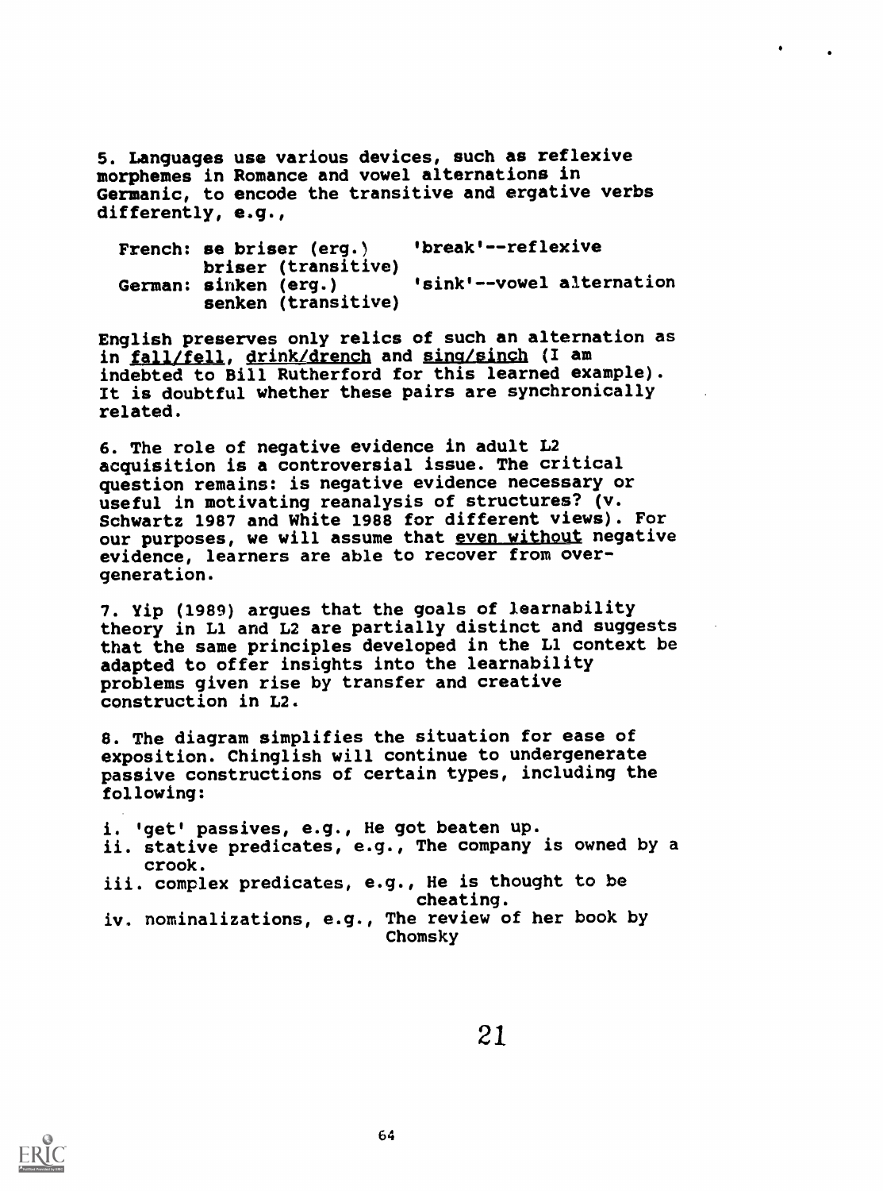5. Languages use various devices, such as reflexive morphemes in Romance and vowel alternations in Germanic, to encode the transitive and ergative verbs differently, e.g.,

```
French: se briser (erg.)      'break'--reflexive
        briser (transitive)
German: sinken (erg.)         'sink'--vowel alternation
        senken (transitive)
```

English preserves only relics of such an alternation as in fall/fell, drink/drench and sing/singe (I am indebted to Bill Rutherford for this learned example). It is doubtful whether these pairs are synchronically related.

6. The role of negative evidence in adult L2 acquisition is a controversial issue. The critical question remains: is negative evidence necessary or useful in motivating reanalysis of structures? (v. Schwartz 1987 and White 1988 for different views). For our purposes, we will assume that even without negative evidence, learners are able to recover from over-generation.

7. Yip (1989) argues that the goals of learnability theory in L1 and L2 are partially distinct and suggests that the same principles developed in the L1 context be adapted to offer insights into the learnability problems given rise by transfer and creative construction in L2.

8. The diagram simplifies the situation for ease of exposition. Chinglish will continue to undergenerate passive constructions of certain types, including the following:

i. 'get' passives, e.g., He got beaten up.
ii. stative predicates, e.g., The company is owned by a crook.
iii. complex predicates, e.g., He is thought to be cheating.
iv. nominalizations, e.g., The review of her book by Chomsky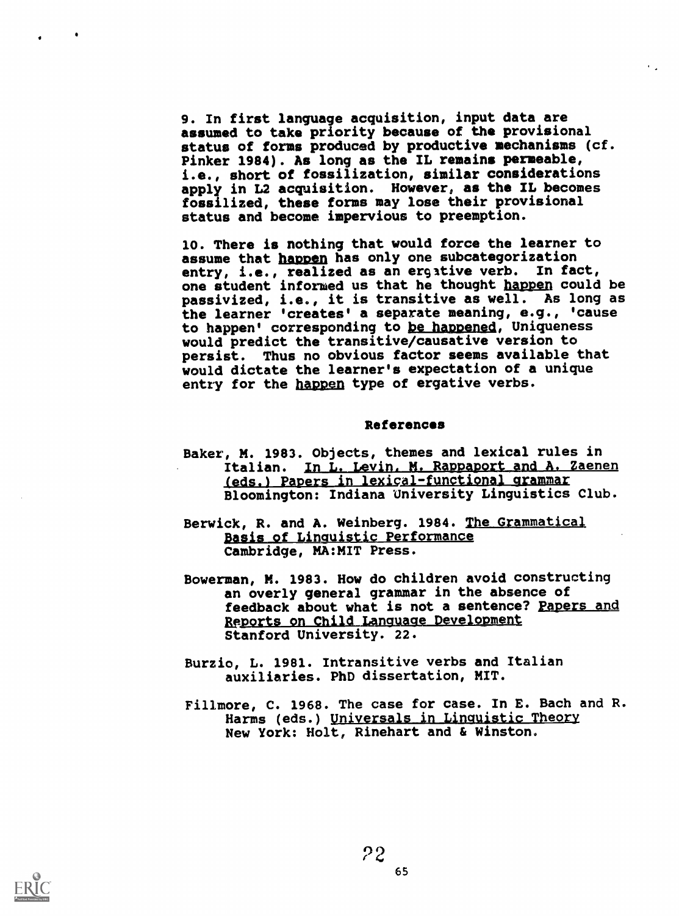9. In first language acquisition, input data are assumed to take priority because of the provisional status of forms produced by productive mechanisms (cf. Pinker 1984). As long as the IL remains permeable, i.e., short of fossilization, similar considerations apply in L2 acquisition. However, as the IL becomes fossilized, these forms may lose their provisional status and become impervious to preemption.

10. There is nothing that would force the learner to assume that happen has only one subcategorization entry, i.e., realized as an ergative verb. In fact, one student informed us that he thought happen could be passivized, i.e., it is transitive as well. As long as the learner 'creates' a separate meaning, e.g., 'cause to happen' corresponding to be happened, Uniqueness would predict the transitive/causative version to persist. Thus no obvious factor seems available that would dictate the learner's expectation of a unique entry for the happen type of ergative verbs.

## References

Baker, M. 1983. Objects, themes and lexical rules in Italian. In L. Levin, M. Rappaport and A. Zaenen (eds.) Papers in lexical-functional grammar Bloomington: Indiana University Linguistics Club.

Berwick, R. and A. Weinberg. 1984. The Grammatical Basis of Linguistic Performance Cambridge, MA:MIT Press.

Bowerman, M. 1983. How do children avoid constructing an overly general grammar in the absence of feedback about what is not a sentence? Papers and Reports on Child Language Development Stanford University. 22.

Burzio, L. 1981. Intransitive verbs and Italian auxiliaries. PhD dissertation, MIT.

Fillmore, C. 1968. The case for case. In E. Bach and R. Harms (eds.) Universals in Linguistic Theory New York: Holt, Rinehart and & Winston.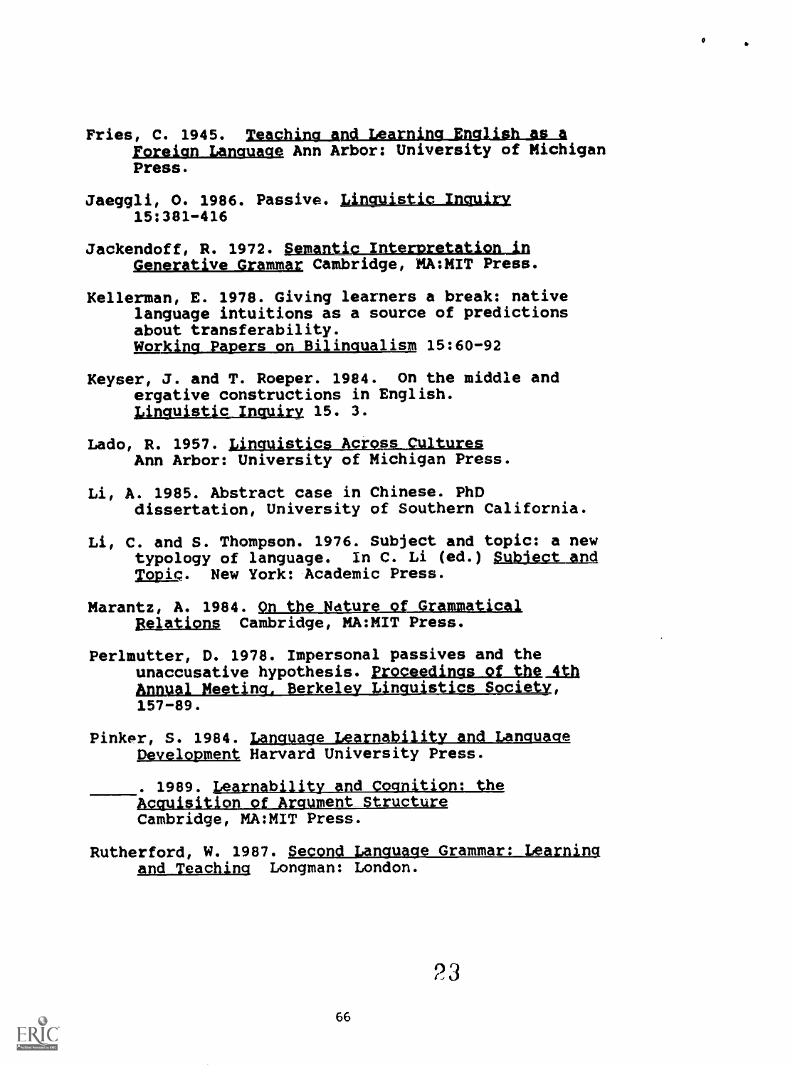Fries, C. 1945. *Teaching and Learning English as a Foreign Language* Ann Arbor: University of Michigan Press.

Jaeggli, O. 1986. Passive. *Linguistic Inquiry* 15:381-416

Jackendoff, R. 1972. *Semantic Interpretation in Generative Grammar* Cambridge, MA:MIT Press.

Kellerman, E. 1978. Giving learners a break: native language intuitions as a source of predictions about transferability. *Working Papers on Bilingualism* 15:60-92

Keyser, J. and T. Roeper. 1984. On the middle and ergative constructions in English. *Linguistic Inquiry* 15. 3.

Lado, R. 1957. *Linguistics Across Cultures* Ann Arbor: University of Michigan Press.

Li, A. 1985. Abstract case in Chinese. PhD dissertation, University of Southern California.

Li, C. and S. Thompson. 1976. Subject and topic: a new typology of language. In C. Li (ed.) *Subject and Topic*. New York: Academic Press.

Marantz, A. 1984. *On the Nature of Grammatical Relations* Cambridge, MA:MIT Press.

Perlmutter, D. 1978. Impersonal passives and the unaccusative hypothesis. *Proceedings of the 4th Annual Meeting, Berkeley Linguistics Society*, 157-89.

Pinker, S. 1984. *Language Learnability and Language Development* Harvard University Press.

\_\_\_\_\_. 1989. *Learnability and Cognition: the Acquisition of Argument Structure* Cambridge, MA:MIT Press.

Rutherford, W. 1987. *Second Language Grammar: Learning and Teaching* Longman: London.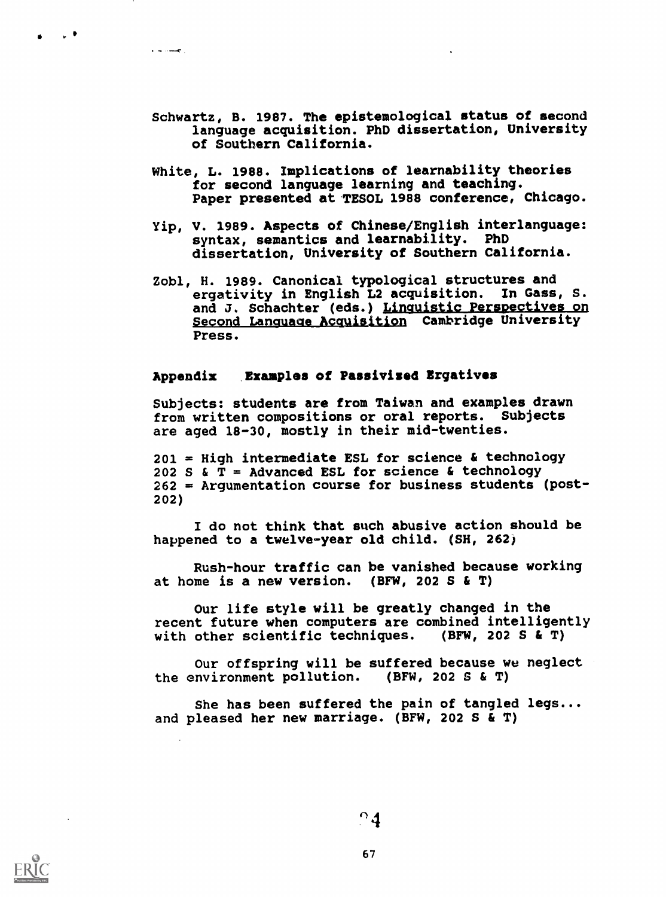Schwartz, B. 1987. The epistemological status of second language acquisition. PhD dissertation, University of Southern California.

White, L. 1988. Implications of learnability theories for second language learning and teaching. Paper presented at TESOL 1988 conference, Chicago.

Yip, V. 1989. Aspects of Chinese/English interlanguage: syntax, semantics and learnability. PhD dissertation, University of Southern California.

Zobl, H. 1989. Canonical typological structures and ergativity in English L2 acquisition. In Gass, S. and J. Schachter (eds.) Linguistic Perspectives on Second Language Acquisition Cambridge University Press.

## Appendix Examples of Passivized Ergatives

Subjects: students are from Taiwan and examples drawn from written compositions or oral reports. Subjects are aged 18-30, mostly in their mid-twenties.

201 = High intermediate ESL for science & technology
202 S & T = Advanced ESL for science & technology
262 = Argumentation course for business students (post-202)

I do not think that such abusive action should be happened to a twelve-year old child. (SH, 262)

Rush-hour traffic can be vanished because working at home is a new version. (BFW, 202 S & T)

Our life style will be greatly changed in the recent future when computers are combined intelligently with other scientific techniques. (BFW, 202 S & T)

Our offspring will be suffered because we neglect the environment pollution. (BFW, 202 S & T)

She has been suffered the pain of tangled legs... and pleased her new marriage. (BFW, 202 S & T)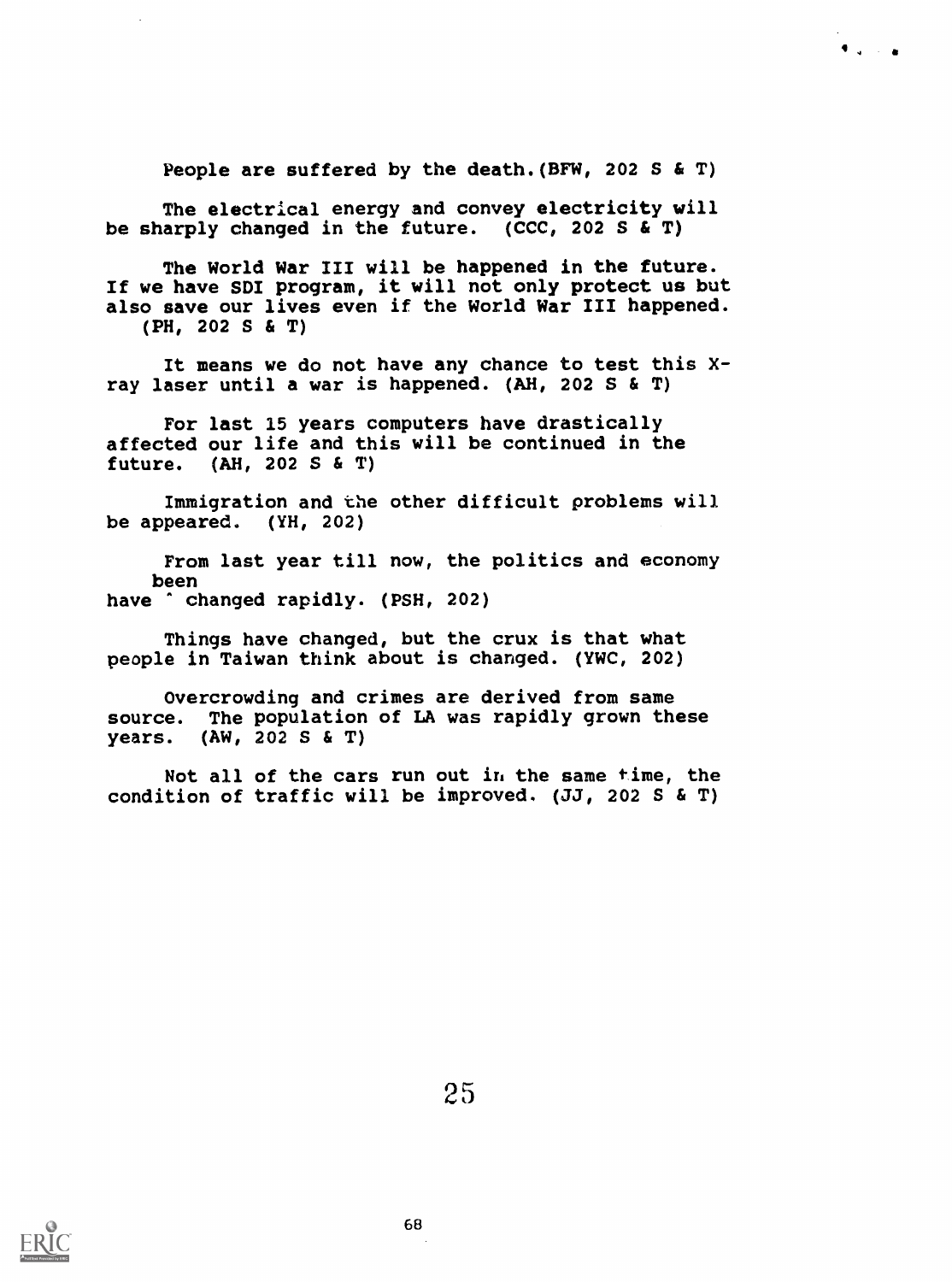People are suffered by the death.(BFW, 202 S & T)

The electrical energy and convey electricity will be sharply changed in the future. (CCC, 202 S & T)

The World War III will be happened in the future. If we have SDI program, it will not only protect us but also save our lives even if the World War III happened. (PH, 202 S & T)

It means we do not have any chance to test this X-ray laser until a war is happened. (AH, 202 S & T)

For last 15 years computers have drastically affected our life and this will be continued in the future. (AH, 202 S & T)

Immigration and the other difficult problems will be appeared. (YH, 202)

From last year till now, the politics and economy have ^been changed rapidly. (PSH, 202)

Things have changed, but the crux is that what people in Taiwan think about is changed. (YWC, 202)

Overcrowding and crimes are derived from same source. The population of LA was rapidly grown these years. (AW, 202 S & T)

Not all of the cars run out in the same time, the condition of traffic will be improved. (JJ, 202 S & T)